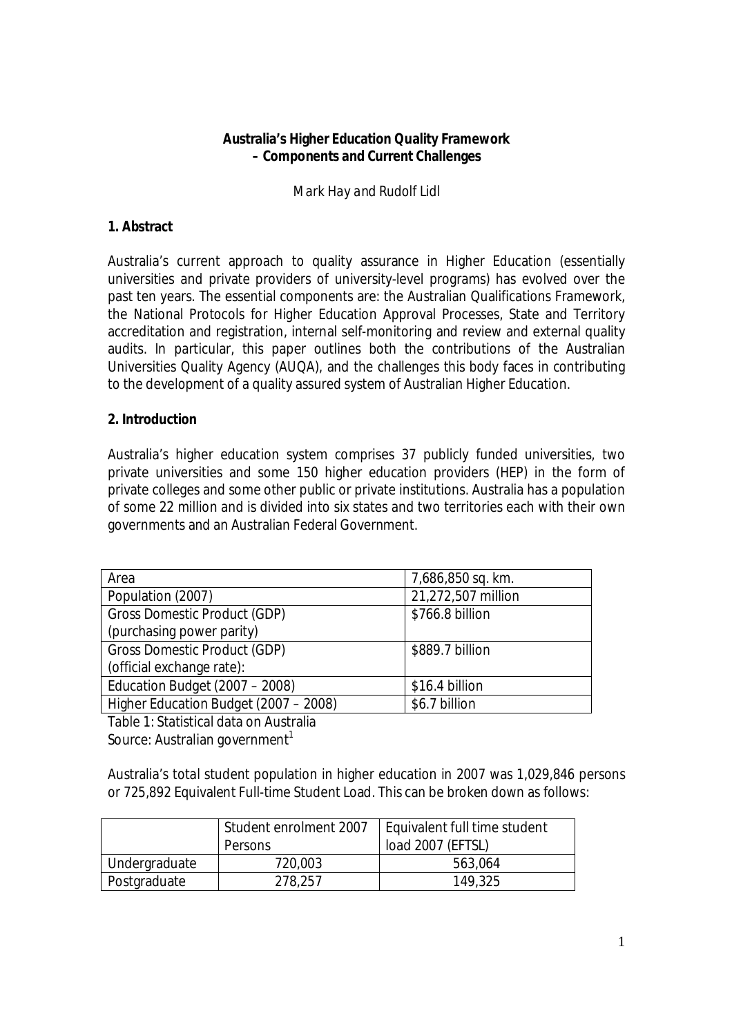**Australia's Higher Education Quality Framework – Components and Current Challenges**

*Mark Hay and Rudolf Lidl*

## 1. Abstract

Australia's current approach to quality assurance in Higher Education (essentially universities and private providers of university-level programs) has evolved over the past ten years. The essential components are: the Australian Qualifications Framework, the National Protocols for Higher Education Approval Processes, State and Territory accreditation and registration, internal self-monitoring and review and external quality audits. In particular, this paper outlines both the contributions of the Australian Universities Quality Agency (AUQA), and the challenges this body faces in contributing to the development of a quality assured system of Australian Higher Education.

## 2. Introduction

Australia's higher education system comprises 37 publicly funded universities, two private universities and some 150 higher education providers (HEP) in the form of private colleges and some other public or private institutions. Australia has a population of some 22 million and is divided into six states and two territories each with their own governments and an Australian Federal Government.

| | |
|---|---|
| Area | 7,686,850 sq. km. |
| Population (2007) | 21,272,507 million |
| Gross Domestic Product (GDP) (purchasing power parity) | \$766.8 billion |
| Gross Domestic Product (GDP) (official exchange rate): | \$889.7 billion |
| Education Budget (2007 – 2008) | \$16.4 billion |
| Higher Education Budget (2007 – 2008) | \$6.7 billion |

Table 1: Statistical data on Australia
Source: Australian government[1]

Australia's total student population in higher education in 2007 was 1,029,846 persons or 725,892 Equivalent Full-time Student Load. This can be broken down as follows:

| | Student enrolment 2007 Persons | Equivalent full time student load 2007 (EFTSL) |
|---|---|---|
| Undergraduate | 720,003 | 563,064 |
| Postgraduate | 278,257 | 149,325 |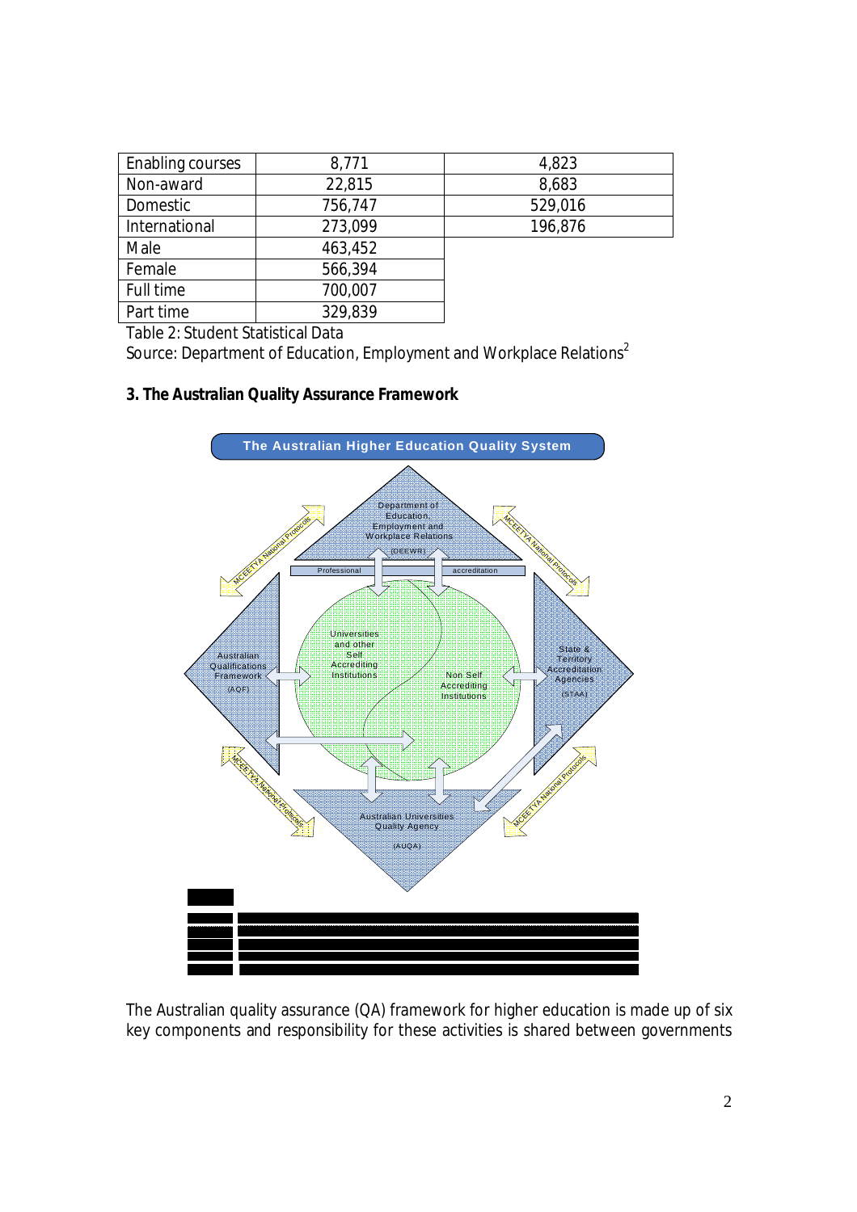| Enabling courses | 8,771 | 4,823 |
|---|---|---|
| Non-award | 22,815 | 8,683 |
| Domestic | 756,747 | 529,016 |
| International | 273,099 | 196,876 |
| Male | 463,452 | |
| Female | 566,394 | |
| Full time | 700,007 | |
| Part time | 329,839 | |

Table 2: Student Statistical Data
Source: Department of Education, Employment and Workplace Relations[2]

### 3. The Australian Quality Assurance Framework

The Australian quality assurance (QA) framework for higher education is made up of six key components and responsibility for these activities is shared between governments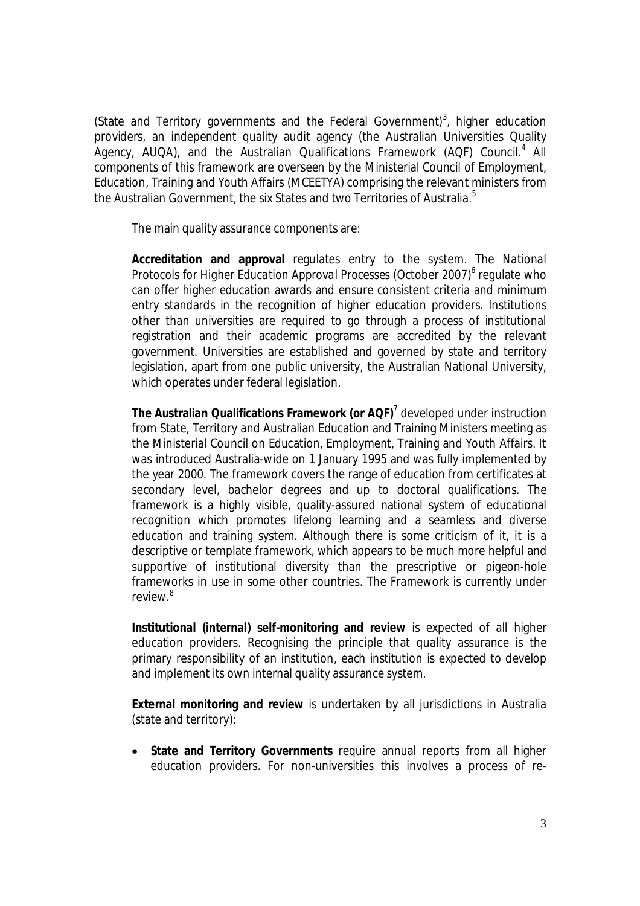(State and Territory governments and the Federal Government)[3], higher education providers, an independent quality audit agency (the Australian Universities Quality Agency, AUQA), and the Australian Qualifications Framework (AQF) Council.[4] All components of this framework are overseen by the Ministerial Council of Employment, Education, Training and Youth Affairs (MCEETYA) comprising the relevant ministers from the Australian Government, the six States and two Territories of Australia.[5]

The main quality assurance components are:

**Accreditation and approval** regulates entry to the system. The *National Protocols for Higher Education Approval Processes (October 2007)*[6] regulate who can offer higher education awards and ensure consistent criteria and minimum entry standards in the recognition of higher education providers. Institutions other than universities are required to go through a process of institutional registration and their academic programs are accredited by the relevant government. Universities are established and governed by state and territory legislation, apart from one public university, the Australian National University, which operates under federal legislation.

**The Australian Qualifications Framework (or AQF)**[7] developed under instruction from State, Territory and Australian Education and Training Ministers meeting as the Ministerial Council on Education, Employment, Training and Youth Affairs. It was introduced Australia-wide on 1 January 1995 and was fully implemented by the year 2000. The framework covers the range of education from certificates at secondary level, bachelor degrees and up to doctoral qualifications. The framework is a highly visible, quality-assured national system of educational recognition which promotes lifelong learning and a seamless and diverse education and training system. Although there is some criticism of it, it is a descriptive or template framework, which appears to be much more helpful and supportive of institutional diversity than the prescriptive or pigeon-hole frameworks in use in some other countries. The Framework is currently under review.[8]

**Institutional (internal) self-monitoring and review** is expected of all higher education providers. Recognising the principle that quality assurance is the primary responsibility of an institution, each institution is expected to develop and implement its own internal quality assurance system.

**External monitoring and review** is undertaken by all jurisdictions in Australia (state and territory):

- **State and Territory Governments** require annual reports from all higher education providers. For non-universities this involves a process of re-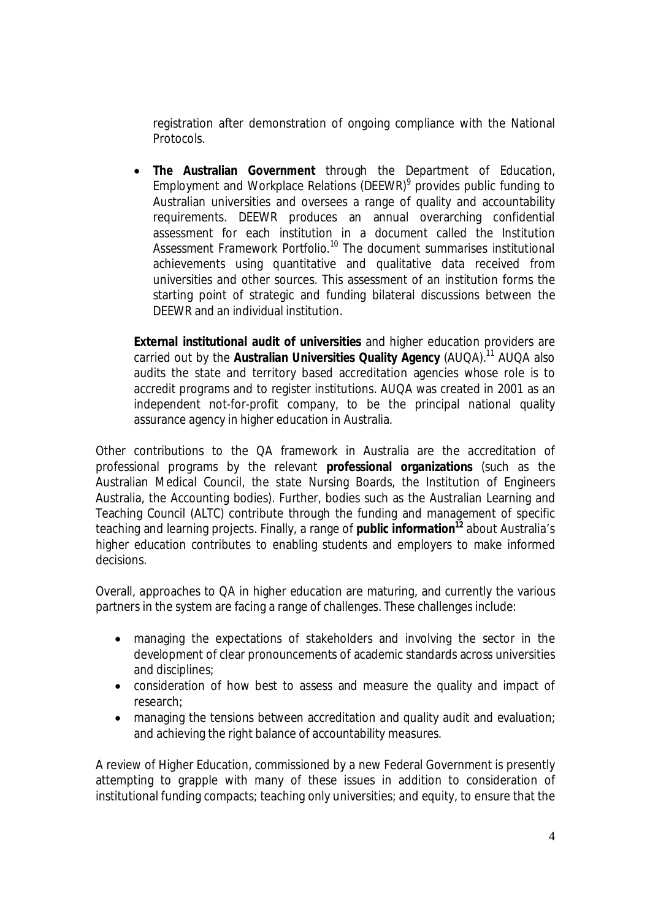registration after demonstration of ongoing compliance with the National Protocols.

- **The Australian Government** through the Department of Education, Employment and Workplace Relations (DEEWR)[9] provides public funding to Australian universities and oversees a range of quality and accountability requirements. DEEWR produces an annual overarching confidential assessment for each institution in a document called the Institution Assessment Framework Portfolio.[10] The document summarises institutional achievements using quantitative and qualitative data received from universities and other sources. This assessment of an institution forms the starting point of strategic and funding bilateral discussions between the DEEWR and an individual institution.

  **External institutional audit of universities** and higher education providers are carried out by the **Australian Universities Quality Agency** (AUQA).[11] AUQA also audits the state and territory based accreditation agencies whose role is to accredit programs and to register institutions. AUQA was created in 2001 as an independent not-for-profit company, to be the principal national quality assurance agency in higher education in Australia.

Other contributions to the QA framework in Australia are the accreditation of professional programs by the relevant **professional organizations** (such as the Australian Medical Council, the state Nursing Boards, the Institution of Engineers Australia, the Accounting bodies). Further, bodies such as the Australian Learning and Teaching Council (ALTC) contribute through the funding and management of specific teaching and learning projects. Finally, a range of **public information**[12] about Australia's higher education contributes to enabling students and employers to make informed decisions.

Overall, approaches to QA in higher education are maturing, and currently the various partners in the system are facing a range of challenges. These challenges include:

- managing the expectations of stakeholders and involving the sector in the development of clear pronouncements of academic standards across universities and disciplines;
- consideration of how best to assess and measure the quality and impact of research;
- managing the tensions between accreditation and quality audit and evaluation; and achieving the right balance of accountability measures.

A review of Higher Education, commissioned by a new Federal Government is presently attempting to grapple with many of these issues in addition to consideration of institutional funding compacts; teaching only universities; and equity, to ensure that the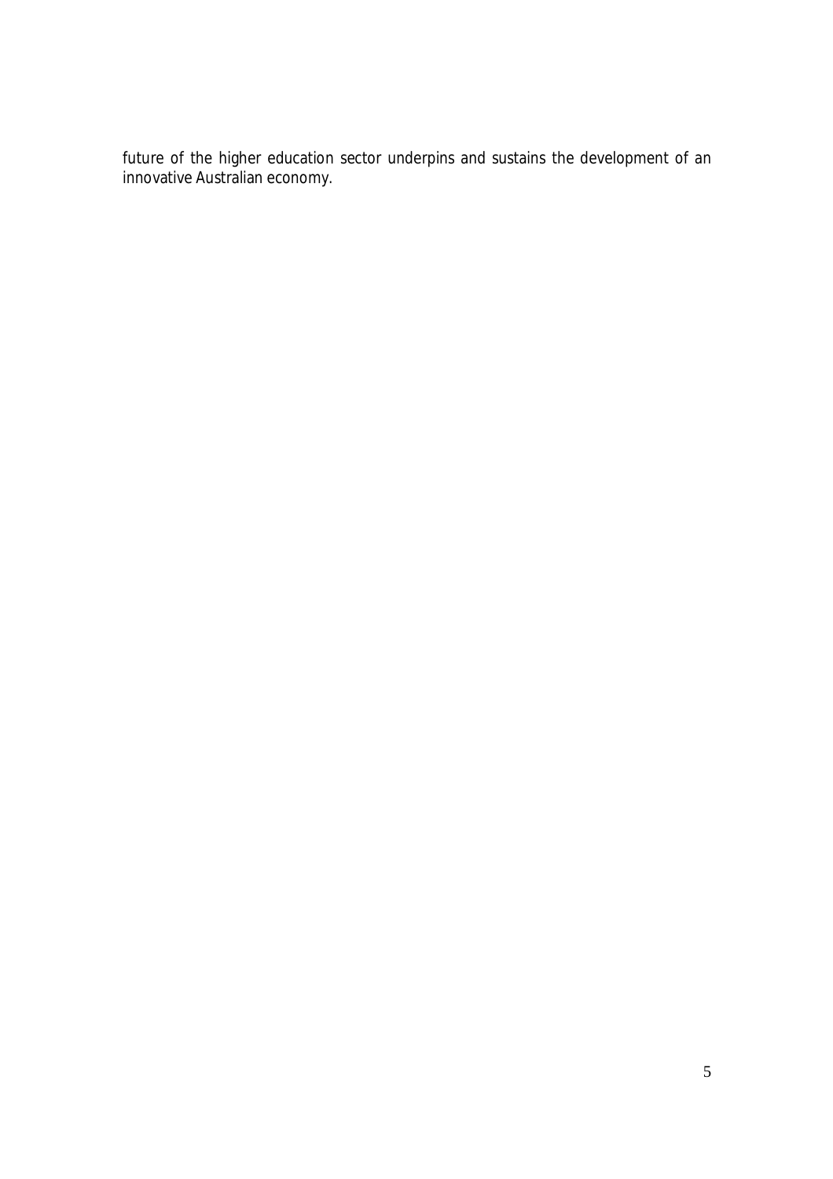future of the higher education sector underpins and sustains the development of an innovative Australian economy.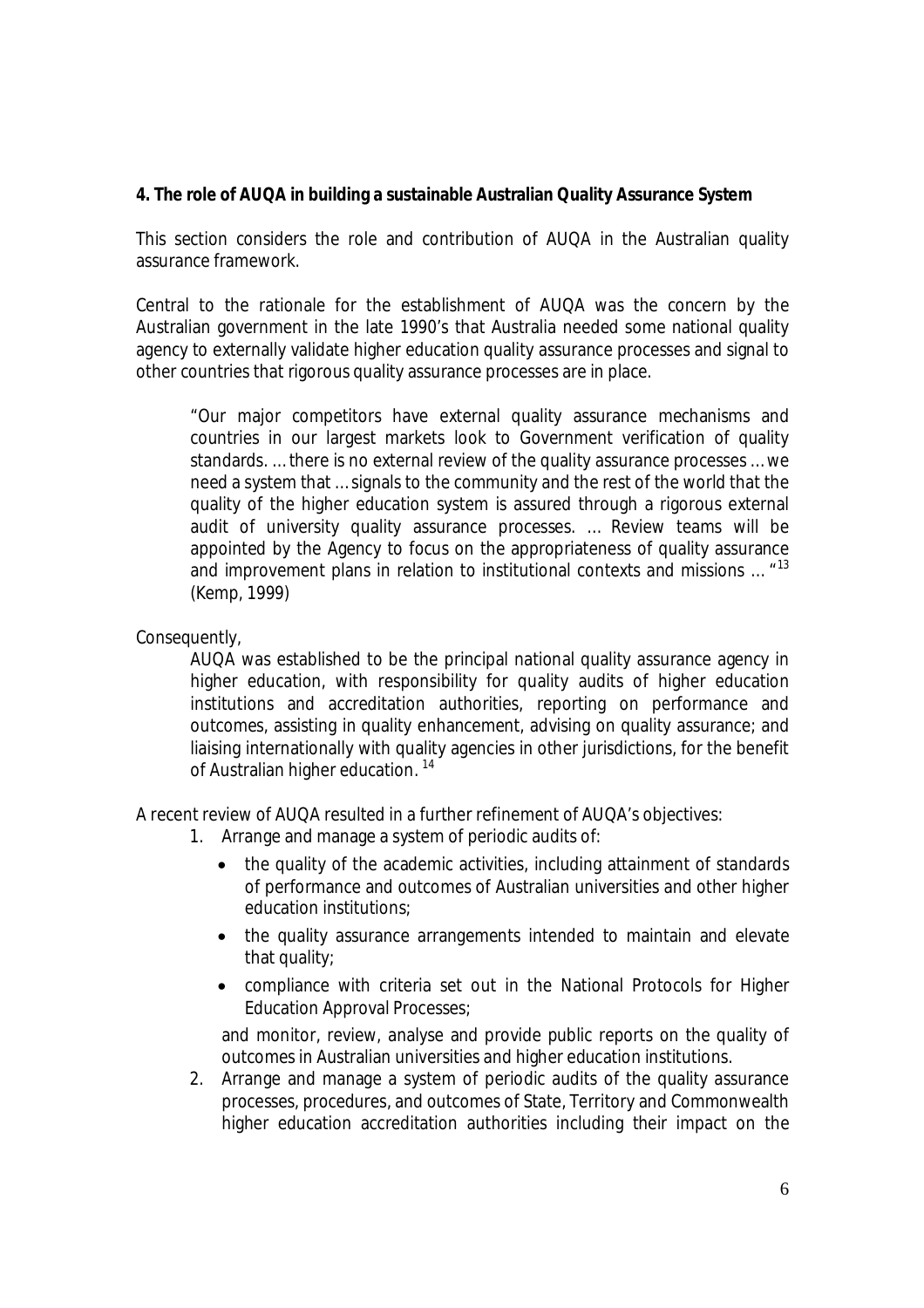**4. The role of AUQA in building a sustainable Australian Quality Assurance System**

This section considers the role and contribution of AUQA in the Australian quality assurance framework.

Central to the rationale for the establishment of AUQA was the concern by the Australian government in the late 1990's that Australia needed some national quality agency to externally validate higher education quality assurance processes and signal to other countries that rigorous quality assurance processes are in place.

> "Our major competitors have external quality assurance mechanisms and countries in our largest markets look to Government verification of quality standards. … there is no external review of the quality assurance processes … we need a system that … signals to the community and the rest of the world that the quality of the higher education system is assured through a rigorous external audit of university quality assurance processes. … Review teams will be appointed by the Agency to focus on the appropriateness of quality assurance and improvement plans in relation to institutional contexts and missions … "[13] (Kemp, 1999)

Consequently,

> AUQA was established to be the principal national quality assurance agency in higher education, with responsibility for quality audits of higher education institutions and accreditation authorities, reporting on performance and outcomes, assisting in quality enhancement, advising on quality assurance; and liaising internationally with quality agencies in other jurisdictions, for the benefit of Australian higher education. [14]

A recent review of AUQA resulted in a further refinement of AUQA's objectives:

1. Arrange and manage a system of periodic audits of:
   - the quality of the academic activities, including attainment of standards of performance and outcomes of Australian universities and other higher education institutions;
   - the quality assurance arrangements intended to maintain and elevate that quality;
   - compliance with criteria set out in the National Protocols for Higher Education Approval Processes;

   and monitor, review, analyse and provide public reports on the quality of outcomes in Australian universities and higher education institutions.
2. Arrange and manage a system of periodic audits of the quality assurance processes, procedures, and outcomes of State, Territory and Commonwealth higher education accreditation authorities including their impact on the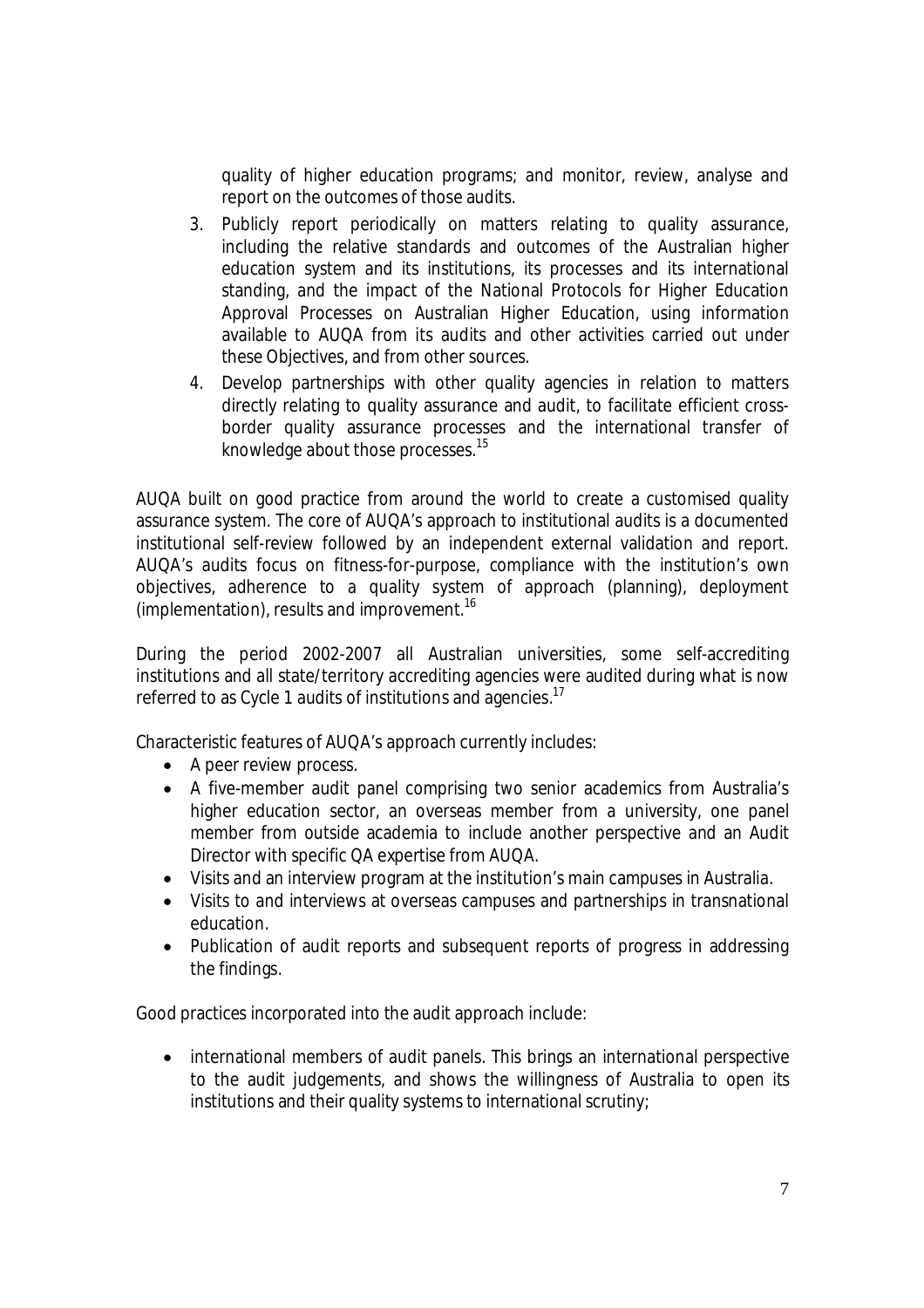quality of higher education programs; and monitor, review, analyse and report on the outcomes of those audits.

3. Publicly report periodically on matters relating to quality assurance, including the relative standards and outcomes of the Australian higher education system and its institutions, its processes and its international standing, and the impact of the National Protocols for Higher Education Approval Processes on Australian Higher Education, using information available to AUQA from its audits and other activities carried out under these Objectives, and from other sources.
4. Develop partnerships with other quality agencies in relation to matters directly relating to quality assurance and audit, to facilitate efficient cross-border quality assurance processes and the international transfer of knowledge about those processes.[15]

AUQA built on good practice from around the world to create a customised quality assurance system. The core of AUQA's approach to institutional audits is a documented institutional self-review followed by an independent external validation and report. AUQA's audits focus on fitness-for-purpose, compliance with the institution's own objectives, adherence to a quality system of approach (planning), deployment (implementation), results and improvement.[16]

During the period 2002-2007 all Australian universities, some self-accrediting institutions and all state/territory accrediting agencies were audited during what is now referred to as Cycle 1 audits of institutions and agencies.[17]

Characteristic features of AUQA's approach currently includes:

- A peer review process.
- A five-member audit panel comprising two senior academics from Australia's higher education sector, an overseas member from a university, one panel member from outside academia to include another perspective and an Audit Director with specific QA expertise from AUQA.
- Visits and an interview program at the institution's main campuses in Australia.
- Visits to and interviews at overseas campuses and partnerships in transnational education.
- Publication of audit reports and subsequent reports of progress in addressing the findings.

Good practices incorporated into the audit approach include:

- international members of audit panels. This brings an international perspective to the audit judgements, and shows the willingness of Australia to open its institutions and their quality systems to international scrutiny;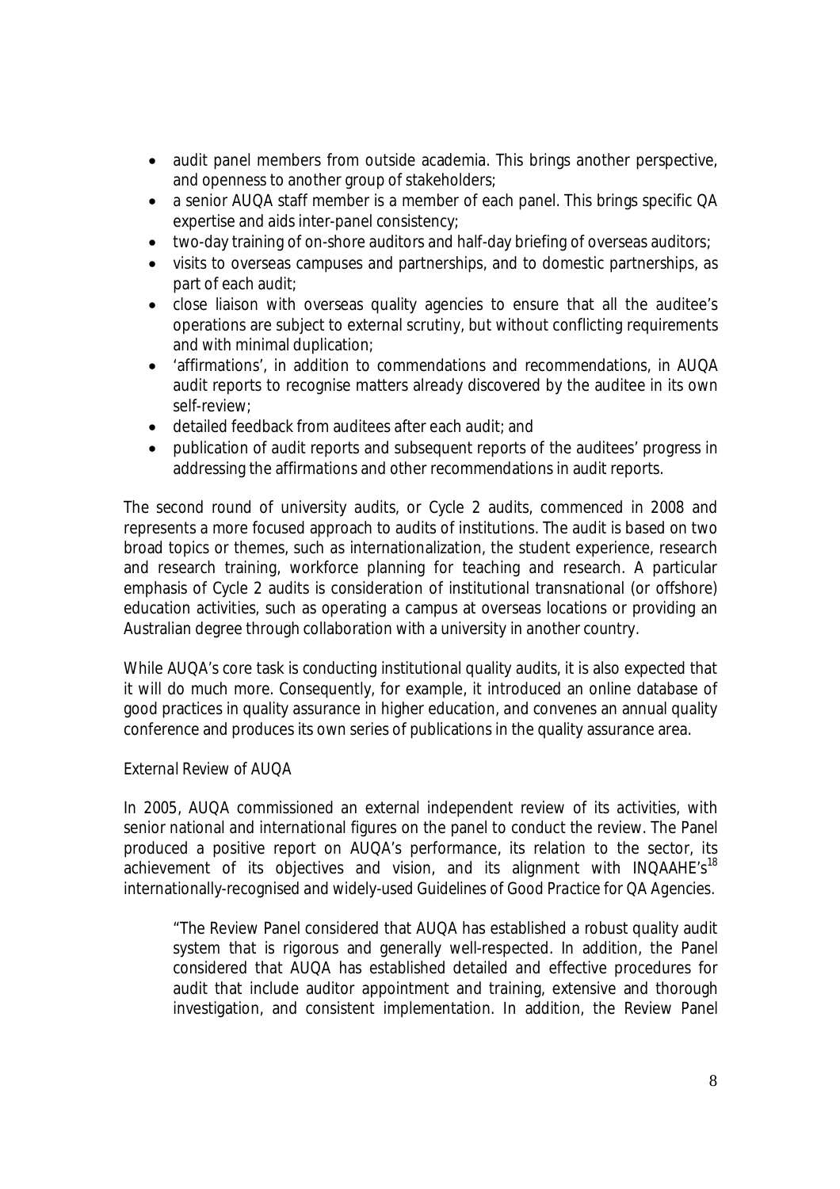- audit panel members from outside academia. This brings another perspective, and openness to another group of stakeholders;
- a senior AUQA staff member is a member of each panel. This brings specific QA expertise and aids inter-panel consistency;
- two-day training of on-shore auditors and half-day briefing of overseas auditors;
- visits to overseas campuses and partnerships, and to domestic partnerships, as part of each audit;
- close liaison with overseas quality agencies to ensure that all the auditee's operations are subject to external scrutiny, but without conflicting requirements and with minimal duplication;
- 'affirmations', in addition to commendations and recommendations, in AUQA audit reports to recognise matters already discovered by the auditee in its own self-review;
- detailed feedback from auditees after each audit; and
- publication of audit reports and subsequent reports of the auditees' progress in addressing the affirmations and other recommendations in audit reports.

The second round of university audits, or Cycle 2 audits, commenced in 2008 and represents a more focused approach to audits of institutions. The audit is based on two broad topics or themes, such as internationalization, the student experience, research and research training, workforce planning for teaching and research. A particular emphasis of Cycle 2 audits is consideration of institutional transnational (or offshore) education activities, such as operating a campus at overseas locations or providing an Australian degree through collaboration with a university in another country.

While AUQA's core task is conducting institutional quality audits, it is also expected that it will do much more. Consequently, for example, it introduced an online database of good practices in quality assurance in higher education, and convenes an annual quality conference and produces its own series of publications in the quality assurance area.

*External Review of AUQA*

In 2005, AUQA commissioned an external independent review of its activities, with senior national and international figures on the panel to conduct the review. The Panel produced a positive report on AUQA's performance, its relation to the sector, its achievement of its objectives and vision, and its alignment with INQAAHE's[18] internationally-recognised and widely-used Guidelines of Good Practice for QA Agencies.

> "The Review Panel considered that AUQA has established a robust quality audit system that is rigorous and generally well-respected. In addition, the Panel considered that AUQA has established detailed and effective procedures for audit that include auditor appointment and training, extensive and thorough investigation, and consistent implementation. In addition, the Review Panel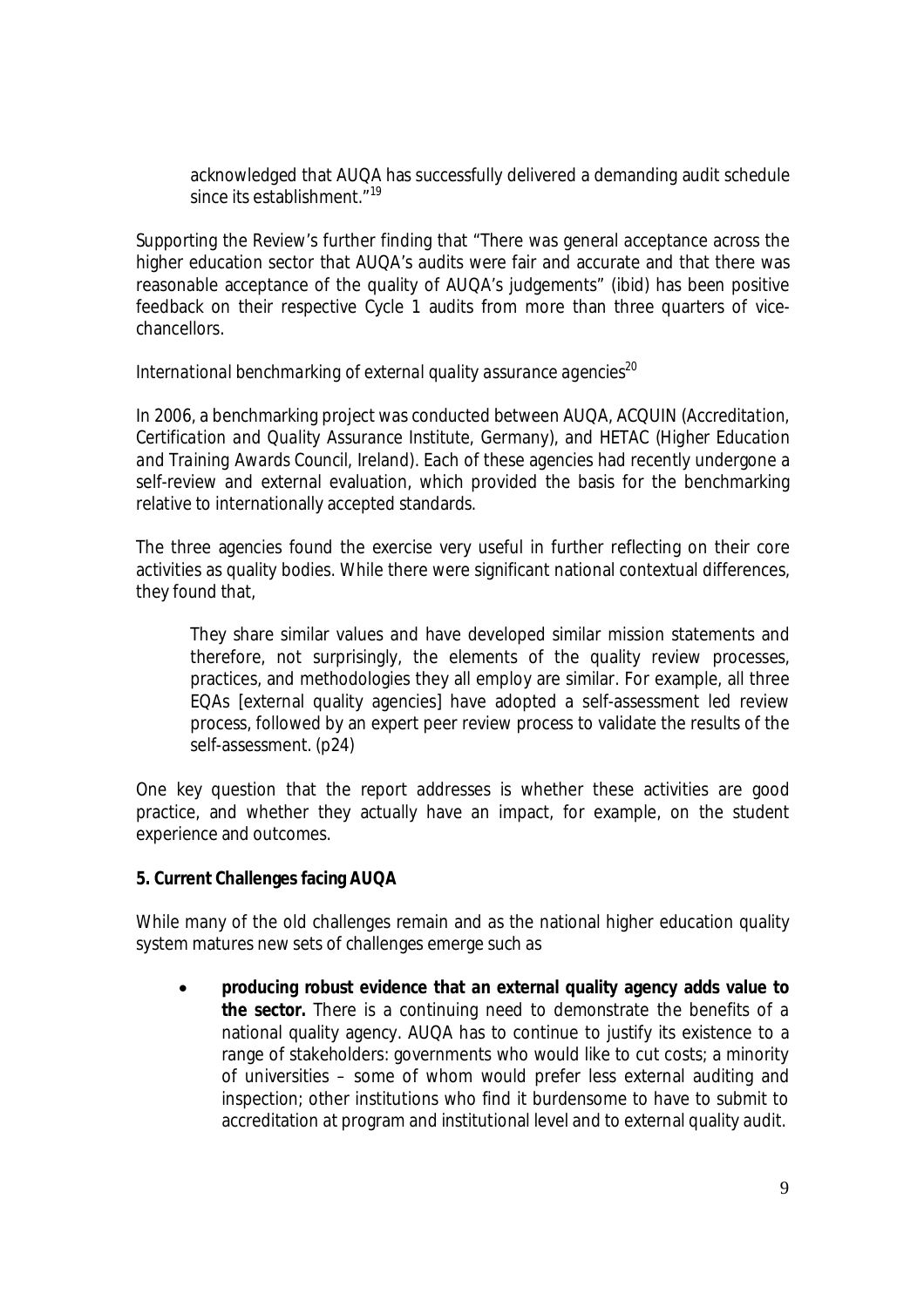> acknowledged that AUQA has successfully delivered a demanding audit schedule since its establishment."[19]

Supporting the Review's further finding that "There was general acceptance across the higher education sector that AUQA's audits were fair and accurate and that there was reasonable acceptance of the quality of AUQA's judgements" (ibid) has been positive feedback on their respective Cycle 1 audits from more than three quarters of vice-chancellors.

*International benchmarking of external quality assurance agencies*[20]

In 2006, a benchmarking project was conducted between AUQA, ACQUIN (*Accreditation, Certification and Quality Assurance Institute, Germany*), and HETAC (*Higher Education and Training Awards Council, Ireland*). Each of these agencies had recently undergone a self-review and external evaluation, which provided the basis for the benchmarking relative to internationally accepted standards.

The three agencies found the exercise very useful in further reflecting on their core activities as quality bodies. While there were significant national contextual differences, they found that,

> They share similar values and have developed similar mission statements and therefore, not surprisingly, the elements of the quality review processes, practices, and methodologies they all employ are similar. For example, all three EQAs [external quality agencies] have adopted a self-assessment led review process, followed by an expert peer review process to validate the results of the self-assessment. (p24)

One key question that the report addresses is whether these activities are good practice, and whether they actually have an impact, for example, on the student experience and outcomes.

**5. Current Challenges facing AUQA**

While many of the old challenges remain and as the national higher education quality system matures new sets of challenges emerge such as

- **producing robust evidence that an external quality agency adds value to the sector.** There is a continuing need to demonstrate the benefits of a national quality agency. AUQA has to continue to justify its existence to a range of stakeholders: governments who would like to cut costs; a minority of universities – some of whom would prefer less external auditing and inspection; other institutions who find it burdensome to have to submit to accreditation at program and institutional level and to external quality audit.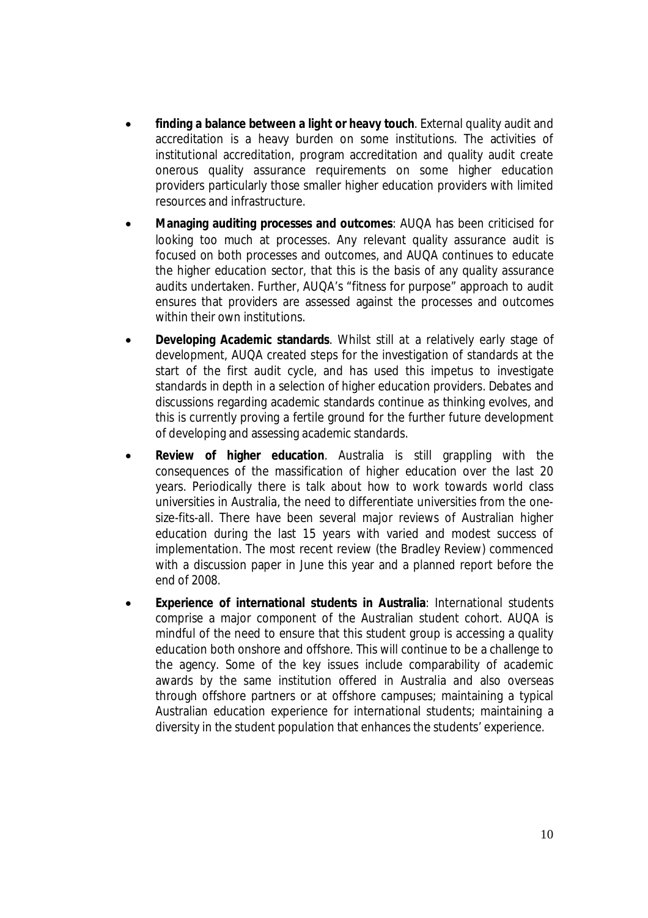- **finding a balance between a light or heavy touch**. External quality audit and accreditation is a heavy burden on some institutions. The activities of institutional accreditation, program accreditation and quality audit create onerous quality assurance requirements on some higher education providers particularly those smaller higher education providers with limited resources and infrastructure.
- **Managing auditing processes and outcomes**: AUQA has been criticised for looking too much at processes. Any relevant quality assurance audit is focused on both processes and outcomes, and AUQA continues to educate the higher education sector, that this is the basis of any quality assurance audits undertaken. Further, AUQA's "fitness for purpose" approach to audit ensures that providers are assessed against the processes and outcomes within their own institutions.
- **Developing Academic standards**. Whilst still at a relatively early stage of development, AUQA created steps for the investigation of standards at the start of the first audit cycle, and has used this impetus to investigate standards in depth in a selection of higher education providers. Debates and discussions regarding academic standards continue as thinking evolves, and this is currently proving a fertile ground for the further future development of developing and assessing academic standards.
- **Review of higher education**. Australia is still grappling with the consequences of the massification of higher education over the last 20 years. Periodically there is talk about how to work towards world class universities in Australia, the need to differentiate universities from the one-size-fits-all. There have been several major reviews of Australian higher education during the last 15 years with varied and modest success of implementation. The most recent review (the Bradley Review) commenced with a discussion paper in June this year and a planned report before the end of 2008.
- **Experience of international students in Australia**: International students comprise a major component of the Australian student cohort. AUQA is mindful of the need to ensure that this student group is accessing a quality education both onshore and offshore. This will continue to be a challenge to the agency. Some of the key issues include comparability of academic awards by the same institution offered in Australia and also overseas through offshore partners or at offshore campuses; maintaining a typical Australian education experience for international students; maintaining a diversity in the student population that enhances the students' experience.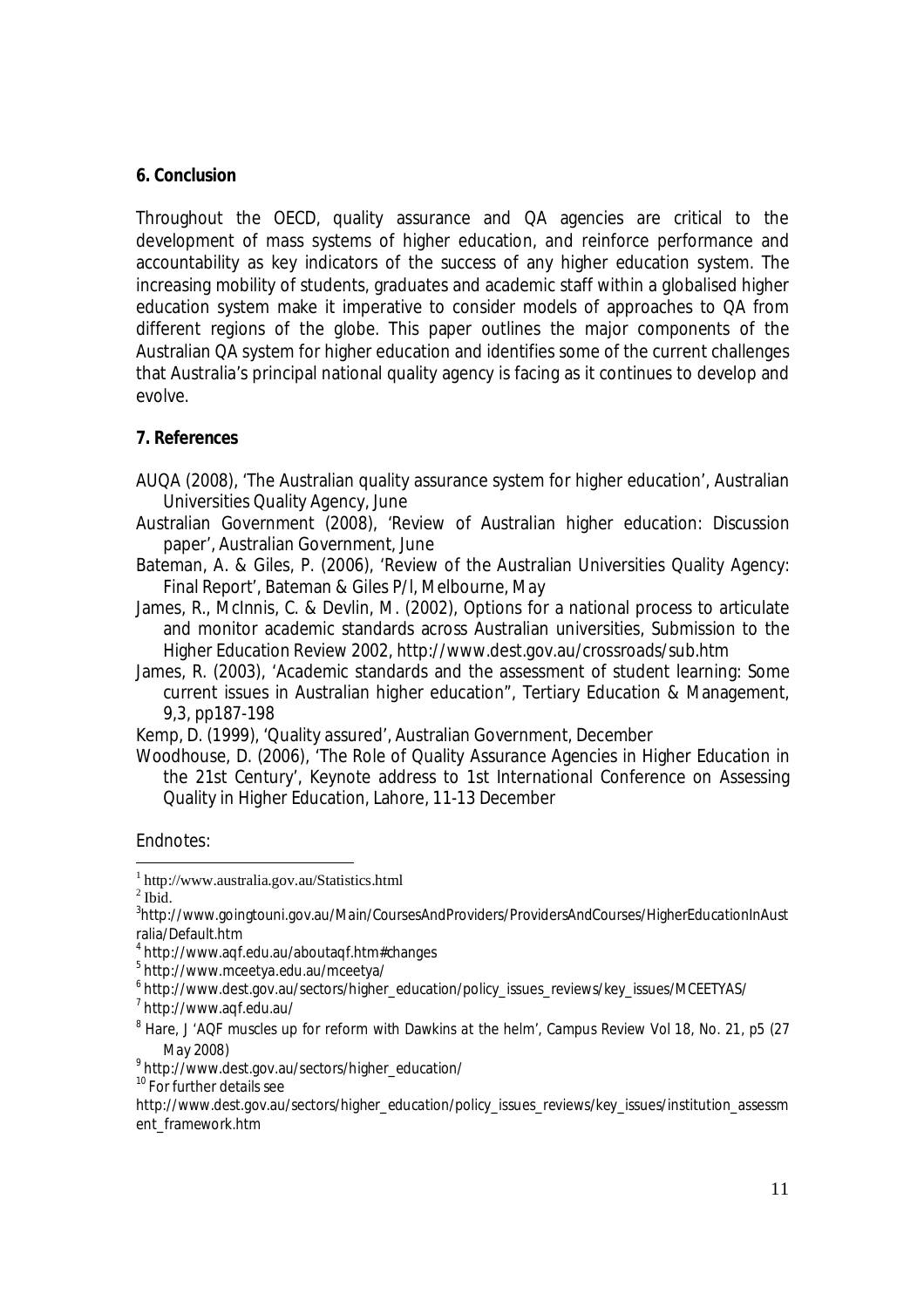## 6. Conclusion

Throughout the OECD, quality assurance and QA agencies are critical to the development of mass systems of higher education, and reinforce performance and accountability as key indicators of the success of any higher education system. The increasing mobility of students, graduates and academic staff within a globalised higher education system make it imperative to consider models of approaches to QA from different regions of the globe. This paper outlines the major components of the Australian QA system for higher education and identifies some of the current challenges that Australia's principal national quality agency is facing as it continues to develop and evolve.

## 7. References

AUQA (2008), 'The Australian quality assurance system for higher education', Australian Universities Quality Agency, June

Australian Government (2008), 'Review of Australian higher education: Discussion paper', Australian Government, June

Bateman, A. & Giles, P. (2006), 'Review of the Australian Universities Quality Agency: Final Report', Bateman & Giles P/l, Melbourne, May

James, R., McInnis, C. & Devlin, M. (2002), Options for a national process to articulate and monitor academic standards across Australian universities, Submission to the Higher Education Review 2002, http://www.dest.gov.au/crossroads/sub.htm

James, R. (2003), 'Academic standards and the assessment of student learning: Some current issues in Australian higher education", Tertiary Education & Management, 9,3, pp187-198

Kemp, D. (1999), 'Quality assured', Australian Government, December

Woodhouse, D. (2006), 'The Role of Quality Assurance Agencies in Higher Education in the 21st Century', Keynote address to 1st International Conference on Assessing Quality in Higher Education, Lahore, 11-13 December

Endnotes:

[1] http://www.australia.gov.au/Statistics.html

[2] Ibid.

[3] http://www.goingtouni.gov.au/Main/CoursesAndProviders/ProvidersAndCourses/HigherEducationInAustralia/Default.htm

[4] http://www.aqf.edu.au/aboutaqf.htm#changes

[5] http://www.mceetya.edu.au/mceetya/

[6] http://www.dest.gov.au/sectors/higher_education/policy_issues_reviews/key_issues/MCEETYAS/

[7] http://www.aqf.edu.au/

[8] Hare, J 'AQF muscles up for reform with Dawkins at the helm', Campus Review Vol 18, No. 21, p5 (27 May 2008)

[9] http://www.dest.gov.au/sectors/higher_education/

[10] For further details see http://www.dest.gov.au/sectors/higher_education/policy_issues_reviews/key_issues/institution_assessment_framework.htm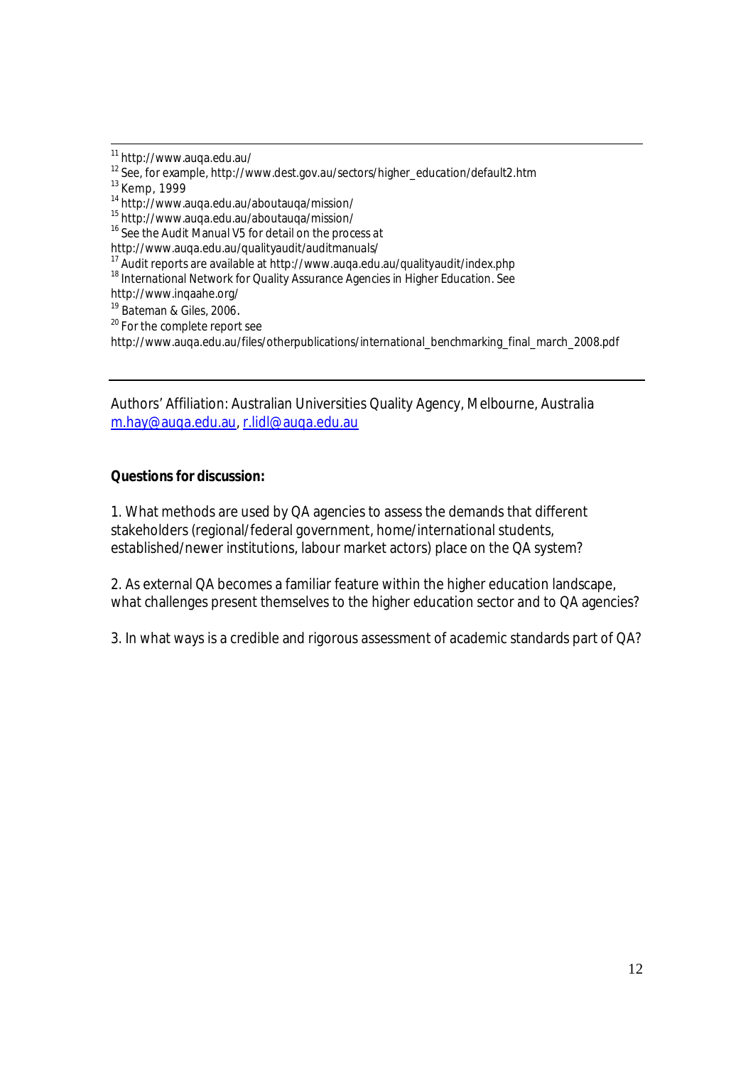[11] http://www.auqa.edu.au/

[12] See, for example, http://www.dest.gov.au/sectors/higher_education/default2.htm

[13] Kemp, 1999

[14] http://www.auqa.edu.au/aboutauqa/mission/

[15] http://www.auqa.edu.au/aboutauqa/mission/

[16] See the Audit Manual V5 for detail on the process at http://www.auqa.edu.au/qualityaudit/auditmanuals/

[17] Audit reports are available at http://www.auqa.edu.au/qualityaudit/index.php

[18] International Network for Quality Assurance Agencies in Higher Education. See http://www.inqaahe.org/

[19] Bateman & Giles, 2006.

[20] For the complete report see http://www.auqa.edu.au/files/otherpublications/international_benchmarking_final_march_2008.pdf

---

Authors' Affiliation: Australian Universities Quality Agency, Melbourne, Australia
m.hay@auqa.edu.au, r.lidl@auqa.edu.au

**Questions for discussion:**

1. What methods are used by QA agencies to assess the demands that different stakeholders (regional/federal government, home/international students, established/newer institutions, labour market actors) place on the QA system?

2. As external QA becomes a familiar feature within the higher education landscape, what challenges present themselves to the higher education sector and to QA agencies?

3. In what ways is a credible and rigorous assessment of academic standards part of QA?